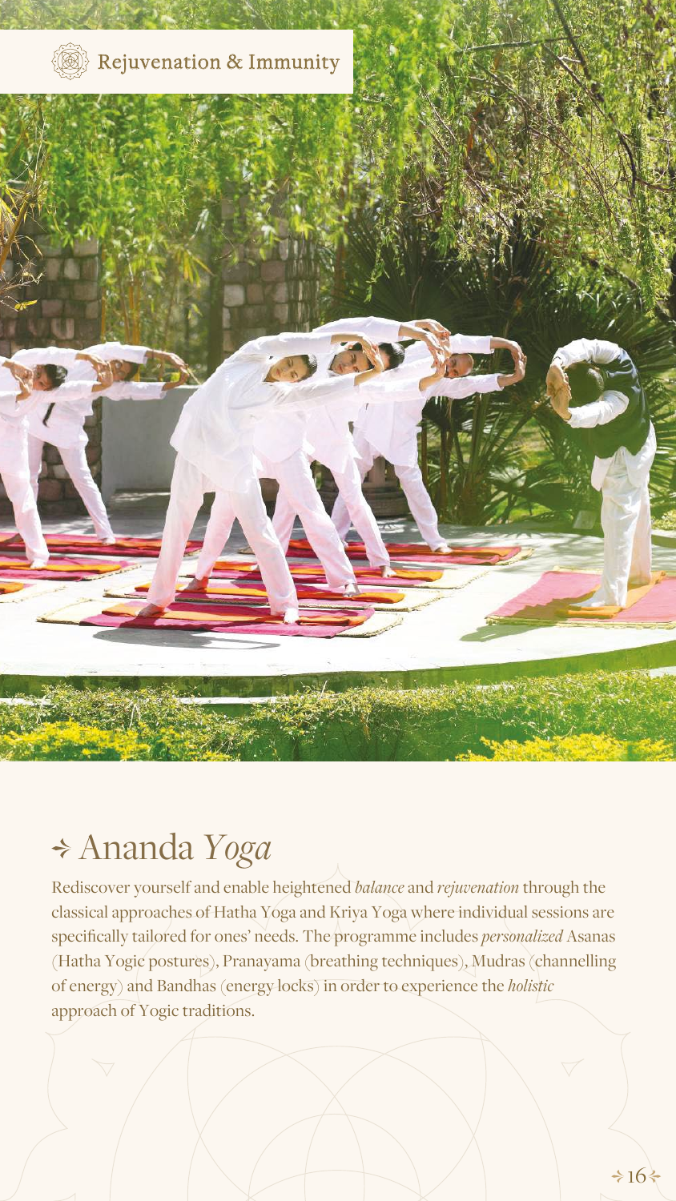Rejuvenation & Immunity

# Ananda *Yoga*

Rediscover yourself and enable heightened *balance* and *rejuvenation* through the classical approaches of Hatha Yoga and Kriya Yoga where individual sessions are specifically tailored for ones' needs. The programme includes *personalized* Asanas (Hatha Yogic postures), Pranayama (breathing techniques), Mudras (channelling of energy) and Bandhas (energy locks) in order to experience the *holistic* approach of Yogic traditions.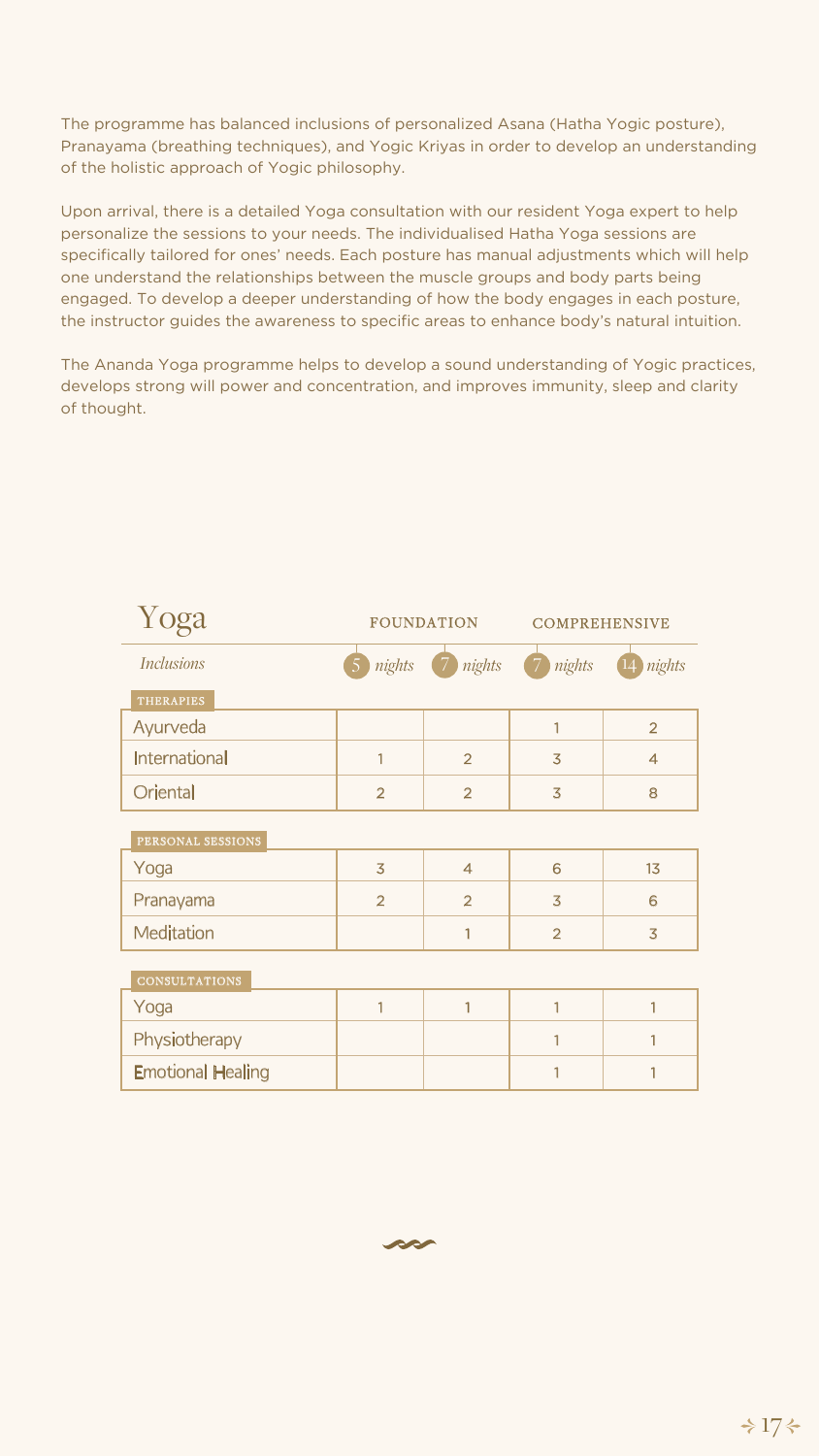The programme has balanced inclusions of personalized Asana (Hatha Yogic posture), Pranayama (breathing techniques), and Yogic Kriyas in order to develop an understanding of the holistic approach of Yogic philosophy.

Upon arrival, there is a detailed Yoga consultation with our resident Yoga expert to help personalize the sessions to your needs. The individualised Hatha Yoga sessions are specifically tailored for ones' needs. Each posture has manual adjustments which will help one understand the relationships between the muscle groups and body parts being engaged. To develop a deeper understanding of how the body engages in each posture, the instructor guides the awareness to specific areas to enhance body's natural intuition.

The Ananda Yoga programme helps to develop a sound understanding of Yogic practices, develops strong will power and concentration, and improves immunity, sleep and clarity of thought.

## Yoga

| *Inclusions* | FOUNDATION 5 *nights* | FOUNDATION 7 *nights* | COMPREHENSIVE 7 *nights* | COMPREHENSIVE 14 *nights* |
|---|---|---|---|---|
| **THERAPIES** | | | | |
| Ayurveda | | | 1 | 2 |
| International | 1 | 2 | 3 | 4 |
| Oriental | 2 | 2 | 3 | 8 |
| **PERSONAL SESSIONS** | | | | |
| Yoga | 3 | 4 | 6 | 13 |
| Pranayama | 2 | 2 | 3 | 6 |
| Meditation | | 1 | 2 | 3 |
| **CONSULTATIONS** | | | | |
| Yoga | 1 | 1 | 1 | 1 |
| Physiotherapy | | | 1 | 1 |
| Emotional Healing | | | 1 | 1 |